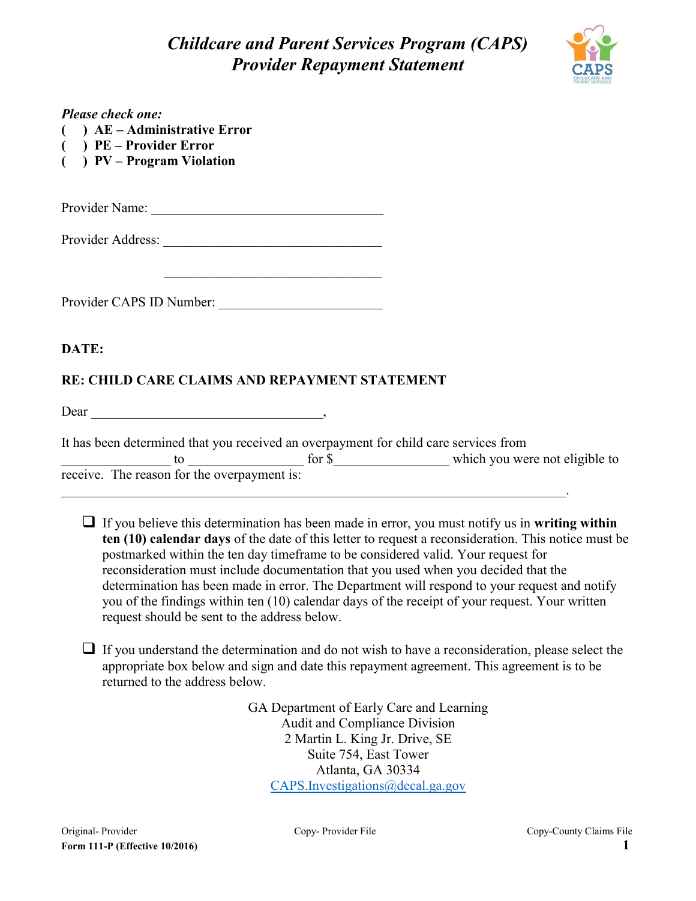# *Childcare and Parent Services Program (CAPS)*
# *Provider Repayment Statement*

***Please check one:***

( ) **AE – Administrative Error**
( ) **PE – Provider Error**
( ) **PV – Program Violation**

Provider Name: ___________________________________

Provider Address: _________________________________

_________________________________

Provider CAPS ID Number: ________________________

**DATE:**

**RE: CHILD CARE CLAIMS AND REPAYMENT STATEMENT**

Dear ___________________________________,

It has been determined that you received an overpayment for child care services from ________________ to _________________ for $________________ which you were not eligible to receive. The reason for the overpayment is: ___________________________________________________________________________.

- ❑ If you believe this determination has been made in error, you must notify us in **writing within ten (10) calendar days** of the date of this letter to request a reconsideration. This notice must be postmarked within the ten day timeframe to be considered valid. Your request for reconsideration must include documentation that you used when you decided that the determination has been made in error. The Department will respond to your request and notify you of the findings within ten (10) calendar days of the receipt of your request. Your written request should be sent to the address below.

- ❑ If you understand the determination and do not wish to have a reconsideration, please select the appropriate box below and sign and date this repayment agreement. This agreement is to be returned to the address below.

GA Department of Early Care and Learning
Audit and Compliance Division
2 Martin L. King Jr. Drive, SE
Suite 754, East Tower
Atlanta, GA 30334
CAPS.Investigations@decal.ga.gov

Original- Provider | Copy- Provider File | Copy-County Claims File

**Form 111-P (Effective 10/2016)**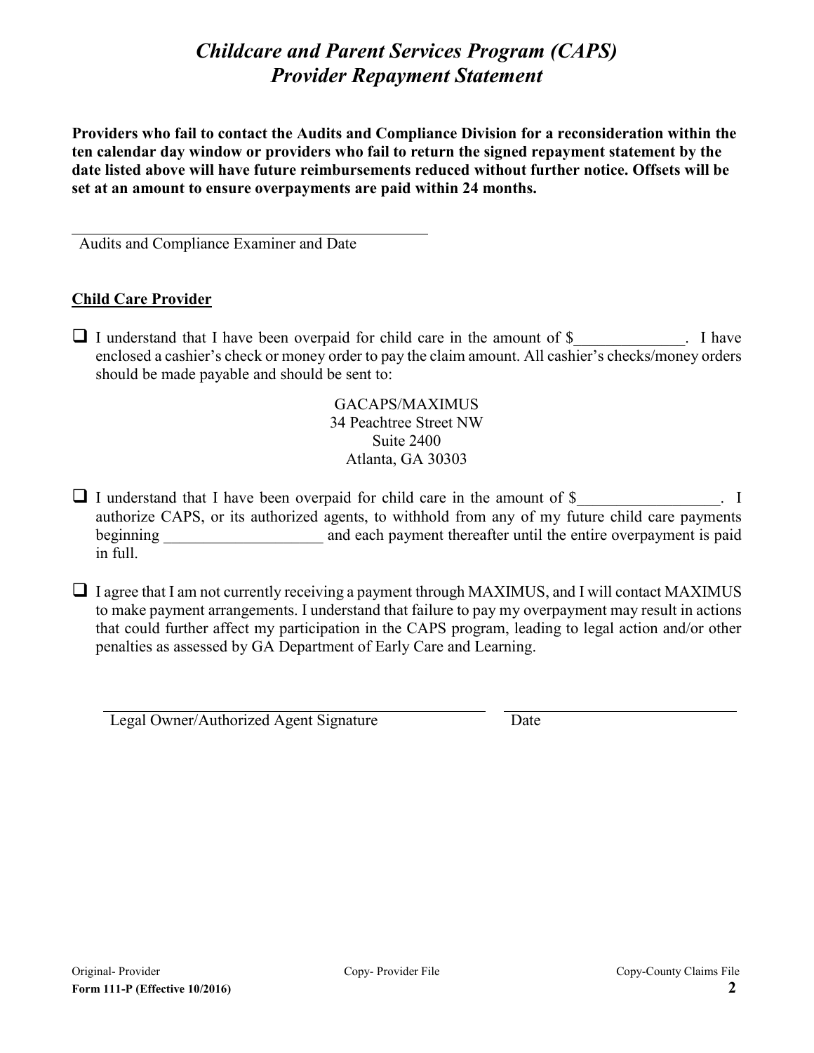# *Childcare and Parent Services Program (CAPS)*
# *Provider Repayment Statement*

**Providers who fail to contact the Audits and Compliance Division for a reconsideration within the ten calendar day window or providers who fail to return the signed repayment statement by the date listed above will have future reimbursements reduced without further notice. Offsets will be set at an amount to ensure overpayments are paid within 24 months.**

\_\_\_\_\_\_\_\_\_\_\_\_\_\_\_\_\_\_\_\_\_\_\_\_\_\_\_\_\_\_\_\_\_\_\_\_\_\_\_\_

Audits and Compliance Examiner and Date

**Child Care Provider**

- ☐ I understand that I have been overpaid for child care in the amount of $\_\_\_\_\_\_\_\_\_\_\_\_\_\_. I have enclosed a cashier's check or money order to pay the claim amount. All cashier's checks/money orders should be made payable and should be sent to:

  GACAPS/MAXIMUS
  34 Peachtree Street NW
  Suite 2400
  Atlanta, GA 30303

- ☐ I understand that I have been overpaid for child care in the amount of $\_\_\_\_\_\_\_\_\_\_\_\_\_\_\_\_\_\_. I authorize CAPS, or its authorized agents, to withhold from any of my future child care payments beginning \_\_\_\_\_\_\_\_\_\_\_\_\_\_\_\_\_\_\_\_ and each payment thereafter until the entire overpayment is paid in full.

- ☐ I agree that I am not currently receiving a payment through MAXIMUS, and I will contact MAXIMUS to make payment arrangements. I understand that failure to pay my overpayment may result in actions that could further affect my participation in the CAPS program, leading to legal action and/or other penalties as assessed by GA Department of Early Care and Learning.

\_\_\_\_\_\_\_\_\_\_\_\_\_\_\_\_\_\_\_\_\_\_\_\_\_\_\_\_\_\_\_\_\_\_\_\_\_\_\_\_ \_\_\_\_\_\_\_\_\_\_\_\_\_\_\_\_\_\_\_\_\_\_\_\_\_\_

Legal Owner/Authorized Agent Signature Date

Original- Provider Copy- Provider File Copy-County Claims File

**Form 111-P (Effective 10/2016)**